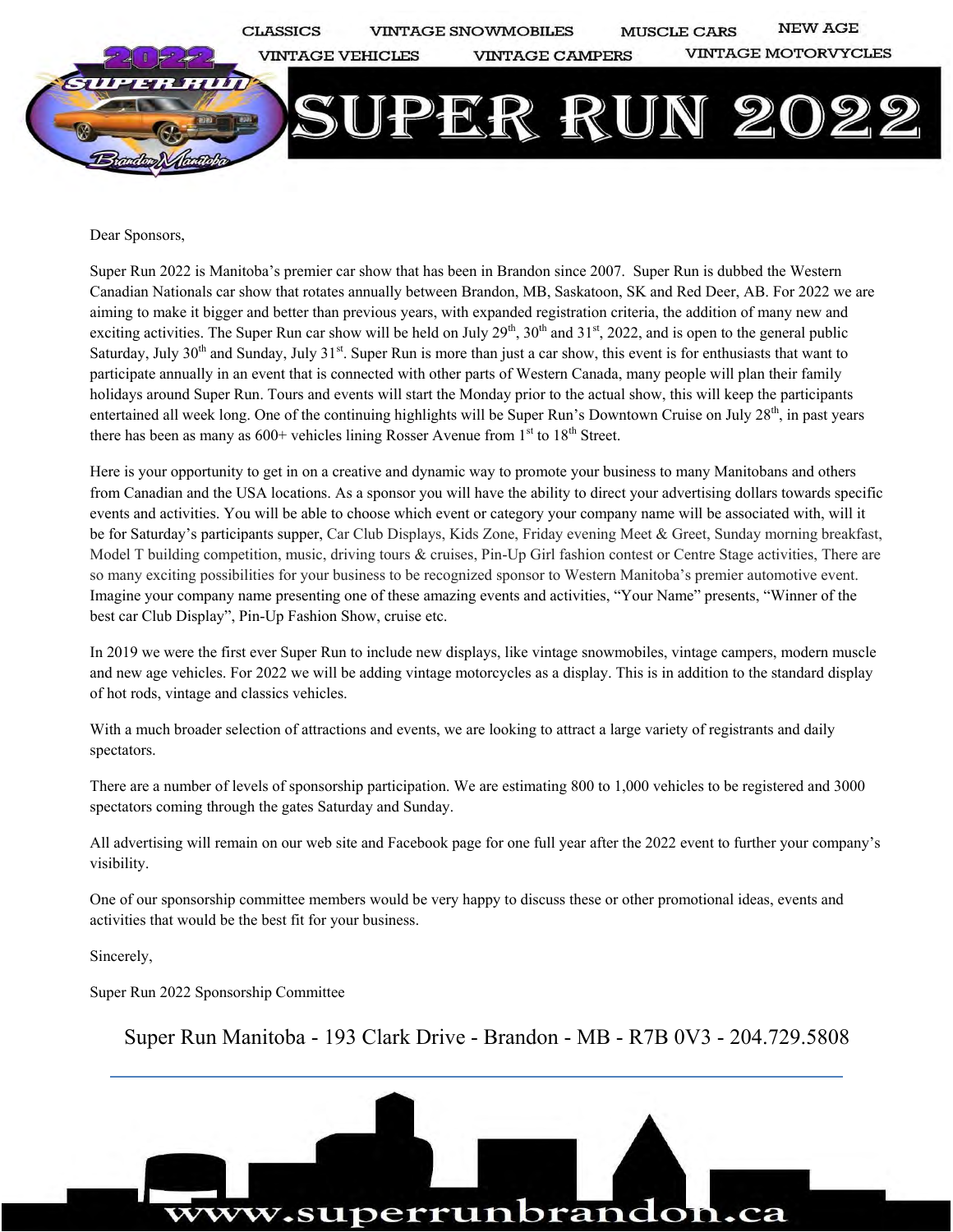CLASSICS VINTAGE SNOWMOBILES MUSCLE CARS NEW AGE
VINTAGE VEHICLES VINTAGE CAMPERS VINTAGE MOTORVYCLES

# SUPER RUN 2022

Dear Sponsors,

Super Run 2022 is Manitoba's premier car show that has been in Brandon since 2007. Super Run is dubbed the Western Canadian Nationals car show that rotates annually between Brandon, MB, Saskatoon, SK and Red Deer, AB. For 2022 we are aiming to make it bigger and better than previous years, with expanded registration criteria, the addition of many new and exciting activities. The Super Run car show will be held on July 29th, 30th and 31st, 2022, and is open to the general public Saturday, July 30th and Sunday, July 31st. Super Run is more than just a car show, this event is for enthusiasts that want to participate annually in an event that is connected with other parts of Western Canada, many people will plan their family holidays around Super Run. Tours and events will start the Monday prior to the actual show, this will keep the participants entertained all week long. One of the continuing highlights will be Super Run's Downtown Cruise on July 28th, in past years there has been as many as 600+ vehicles lining Rosser Avenue from 1st to 18th Street.

Here is your opportunity to get in on a creative and dynamic way to promote your business to many Manitobans and others from Canadian and the USA locations. As a sponsor you will have the ability to direct your advertising dollars towards specific events and activities. You will be able to choose which event or category your company name will be associated with, will it be for Saturday's participants supper, Car Club Displays, Kids Zone, Friday evening Meet & Greet, Sunday morning breakfast, Model T building competition, music, driving tours & cruises, Pin-Up Girl fashion contest or Centre Stage activities, There are so many exciting possibilities for your business to be recognized sponsor to Western Manitoba's premier automotive event. Imagine your company name presenting one of these amazing events and activities, "Your Name" presents, "Winner of the best car Club Display", Pin-Up Fashion Show, cruise etc.

In 2019 we were the first ever Super Run to include new displays, like vintage snowmobiles, vintage campers, modern muscle and new age vehicles. For 2022 we will be adding vintage motorcycles as a display. This is in addition to the standard display of hot rods, vintage and classics vehicles.

With a much broader selection of attractions and events, we are looking to attract a large variety of registrants and daily spectators.

There are a number of levels of sponsorship participation. We are estimating 800 to 1,000 vehicles to be registered and 3000 spectators coming through the gates Saturday and Sunday.

All advertising will remain on our web site and Facebook page for one full year after the 2022 event to further your company's visibility.

One of our sponsorship committee members would be very happy to discuss these or other promotional ideas, events and activities that would be the best fit for your business.

Sincerely,

Super Run 2022 Sponsorship Committee

Super Run Manitoba - 193 Clark Drive - Brandon - MB - R7B 0V3 - 204.729.5808

www.superrunbrandon.ca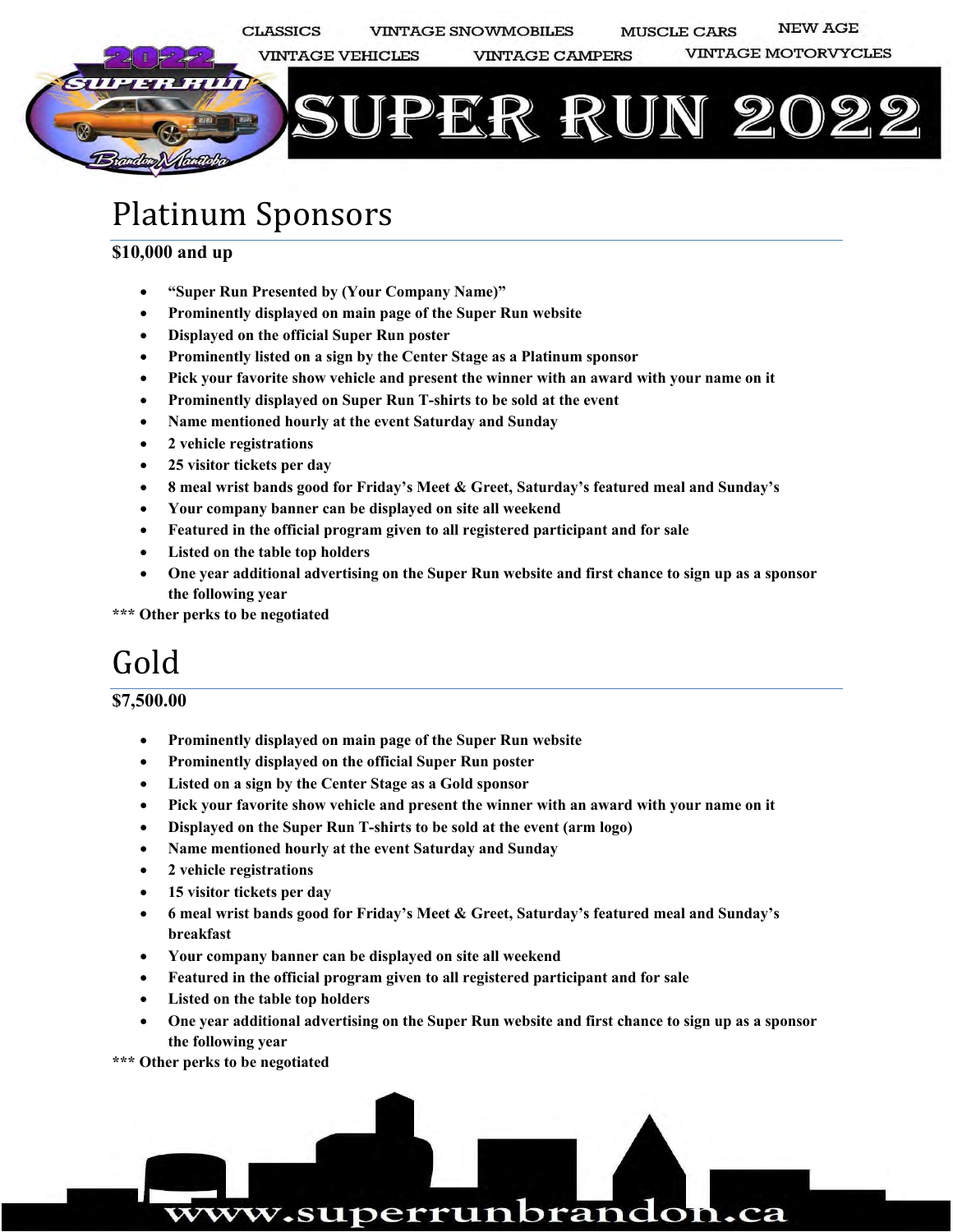CLASSICS VINTAGE SNOWMOBILES MUSCLE CARS NEW AGE

VINTAGE VEHICLES VINTAGE CAMPERS VINTAGE MOTORVYCLES

# SUPER RUN 2022

## Platinum Sponsors

**$10,000 and up**

- **"Super Run Presented by (Your Company Name)"**
- **Prominently displayed on main page of the Super Run website**
- **Displayed on the official Super Run poster**
- **Prominently listed on a sign by the Center Stage as a Platinum sponsor**
- **Pick your favorite show vehicle and present the winner with an award with your name on it**
- **Prominently displayed on Super Run T-shirts to be sold at the event**
- **Name mentioned hourly at the event Saturday and Sunday**
- **2 vehicle registrations**
- **25 visitor tickets per day**
- **8 meal wrist bands good for Friday's Meet & Greet, Saturday's featured meal and Sunday's**
- **Your company banner can be displayed on site all weekend**
- **Featured in the official program given to all registered participant and for sale**
- **Listed on the table top holders**
- **One year additional advertising on the Super Run website and first chance to sign up as a sponsor the following year**

**\*\*\* Other perks to be negotiated**

## Gold

**$7,500.00**

- **Prominently displayed on main page of the Super Run website**
- **Prominently displayed on the official Super Run poster**
- **Listed on a sign by the Center Stage as a Gold sponsor**
- **Pick your favorite show vehicle and present the winner with an award with your name on it**
- **Displayed on the Super Run T-shirts to be sold at the event (arm logo)**
- **Name mentioned hourly at the event Saturday and Sunday**
- **2 vehicle registrations**
- **15 visitor tickets per day**
- **6 meal wrist bands good for Friday's Meet & Greet, Saturday's featured meal and Sunday's breakfast**
- **Your company banner can be displayed on site all weekend**
- **Featured in the official program given to all registered participant and for sale**
- **Listed on the table top holders**
- **One year additional advertising on the Super Run website and first chance to sign up as a sponsor the following year**

**\*\*\* Other perks to be negotiated**

www.superrunbrandon.ca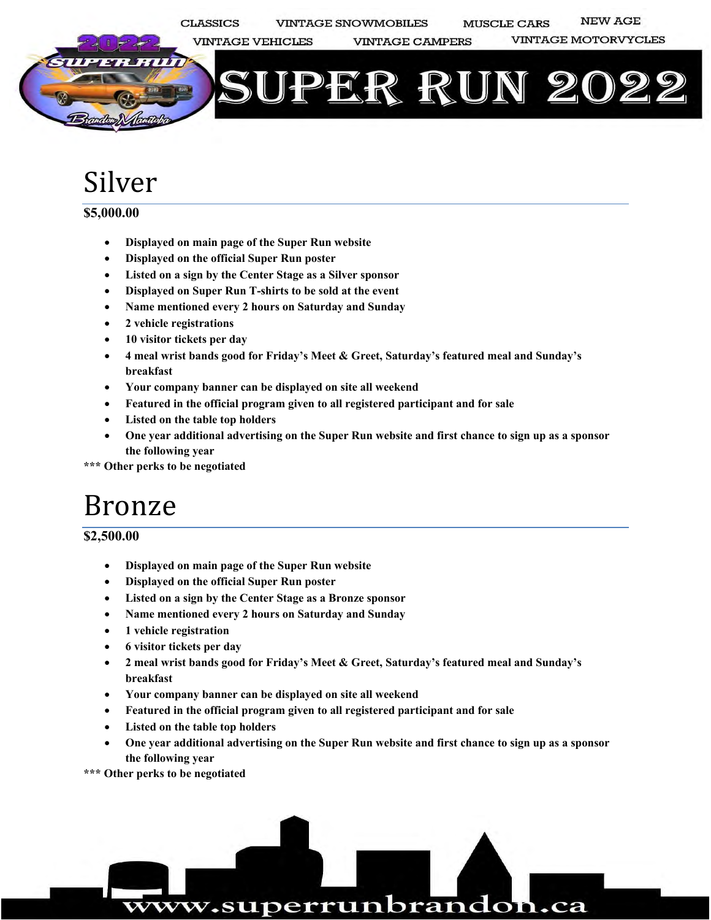# Silver

**$5,000.00**

- **Displayed on main page of the Super Run website**
- **Displayed on the official Super Run poster**
- **Listed on a sign by the Center Stage as a Silver sponsor**
- **Displayed on Super Run T-shirts to be sold at the event**
- **Name mentioned every 2 hours on Saturday and Sunday**
- **2 vehicle registrations**
- **10 visitor tickets per day**
- **4 meal wrist bands good for Friday's Meet & Greet, Saturday's featured meal and Sunday's breakfast**
- **Your company banner can be displayed on site all weekend**
- **Featured in the official program given to all registered participant and for sale**
- **Listed on the table top holders**
- **One year additional advertising on the Super Run website and first chance to sign up as a sponsor the following year**

**\*\*\* Other perks to be negotiated**

# Bronze

**$2,500.00**

- **Displayed on main page of the Super Run website**
- **Displayed on the official Super Run poster**
- **Listed on a sign by the Center Stage as a Bronze sponsor**
- **Name mentioned every 2 hours on Saturday and Sunday**
- **1 vehicle registration**
- **6 visitor tickets per day**
- **2 meal wrist bands good for Friday's Meet & Greet, Saturday's featured meal and Sunday's breakfast**
- **Your company banner can be displayed on site all weekend**
- **Featured in the official program given to all registered participant and for sale**
- **Listed on the table top holders**
- **One year additional advertising on the Super Run website and first chance to sign up as a sponsor the following year**

**\*\*\* Other perks to be negotiated**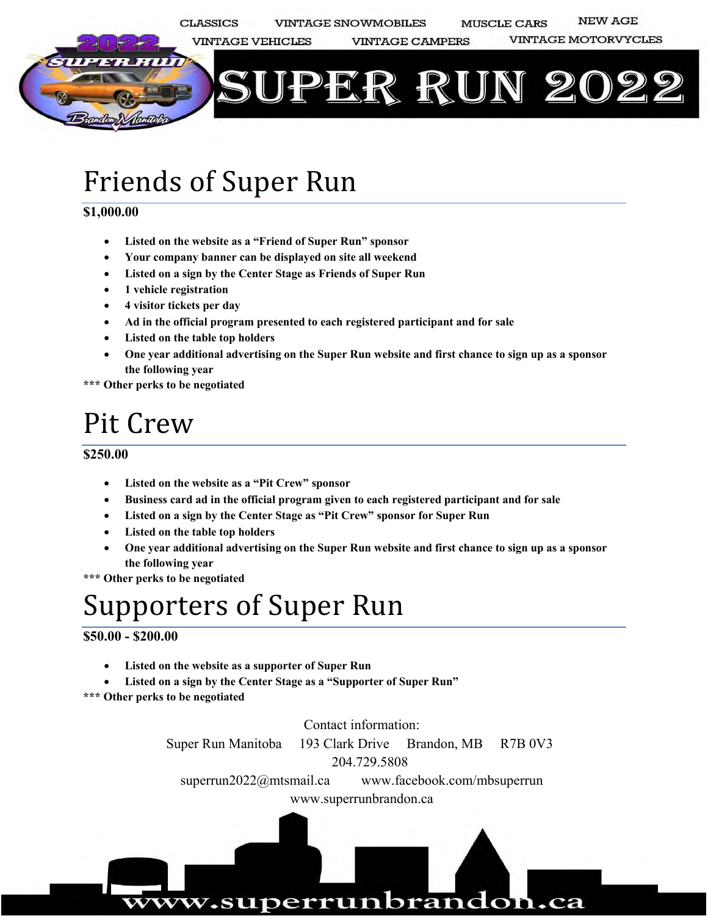CLASSICS VINTAGE SNOWMOBILES MUSCLE CARS NEW AGE

VINTAGE VEHICLES VINTAGE CAMPERS VINTAGE MOTORVYCLES

# SUPER RUN 2022

## Friends of Super Run

**$1,000.00**

- **Listed on the website as a "Friend of Super Run" sponsor**
- **Your company banner can be displayed on site all weekend**
- **Listed on a sign by the Center Stage as Friends of Super Run**
- **1 vehicle registration**
- **4 visitor tickets per day**
- **Ad in the official program presented to each registered participant and for sale**
- **Listed on the table top holders**
- **One year additional advertising on the Super Run website and first chance to sign up as a sponsor the following year**

**\*\*\* Other perks to be negotiated**

## Pit Crew

**$250.00**

- **Listed on the website as a "Pit Crew" sponsor**
- **Business card ad in the official program given to each registered participant and for sale**
- **Listed on a sign by the Center Stage as "Pit Crew" sponsor for Super Run**
- **Listed on the table top holders**
- **One year additional advertising on the Super Run website and first chance to sign up as a sponsor the following year**

**\*\*\* Other perks to be negotiated**

## Supporters of Super Run

**$50.00 - $200.00**

- **Listed on the website as a supporter of Super Run**
- **Listed on a sign by the Center Stage as a "Supporter of Super Run"**

**\*\*\* Other perks to be negotiated**

Contact information:

Super Run Manitoba 193 Clark Drive Brandon, MB R7B 0V3

204.729.5808

superrun2022@mtsmail.ca www.facebook.com/mbsuperrun

www.superrunbrandon.ca

www.superrunbrandon.ca